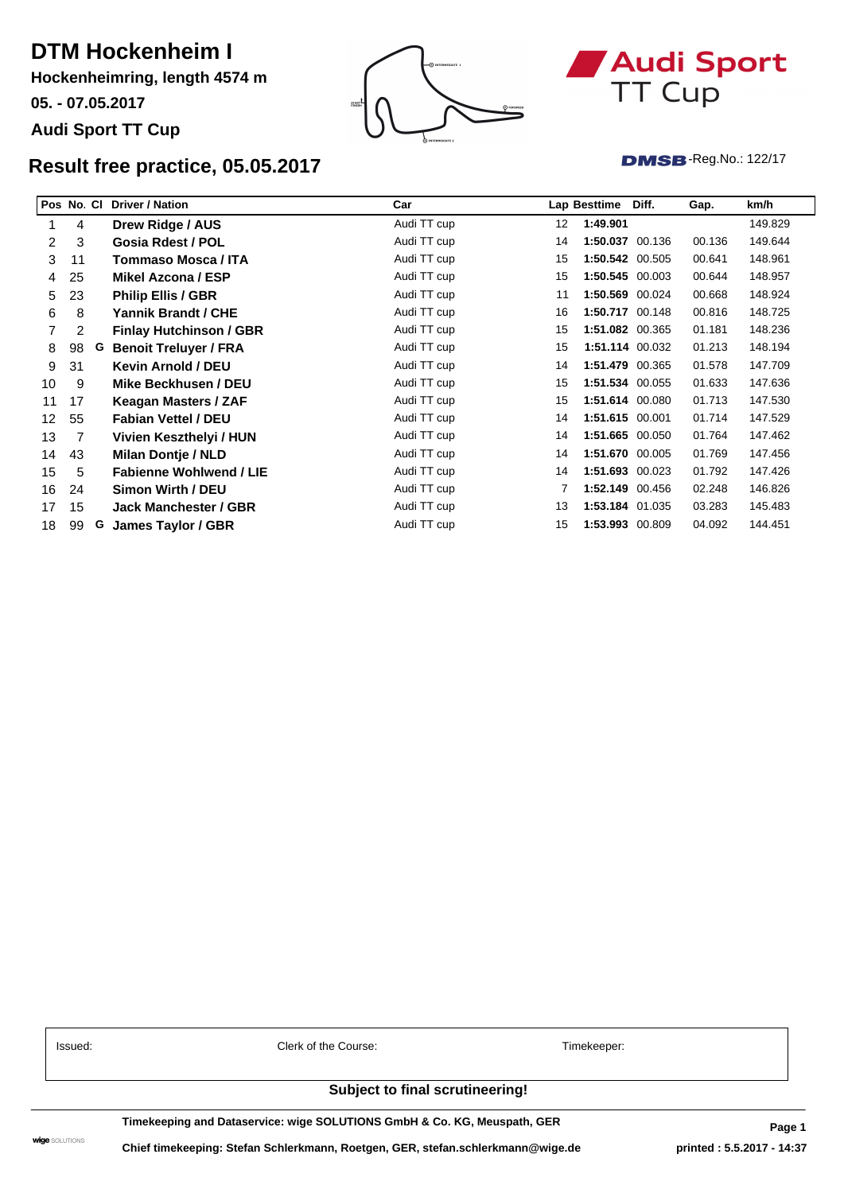# DTM Hockenheim I

**Hockenheimring, length 4574 m**

**05. - 07.05.2017**

**Audi Sport TT Cup**

Audi Sport TT Cup

## Result free practice, 05.05.2017

DMSB-Reg.No.: 122/17

| Pos | No. | Cl | Driver / Nation | Car | Lap | Besttime | Diff. | Gap. | km/h |
|---|---|---|---|---|---|---|---|---|---|
| 1 | 4 | | **Drew Ridge / AUS** | Audi TT cup | 12 | **1:49.901** | | | 149.829 |
| 2 | 3 | | **Gosia Rdest / POL** | Audi TT cup | 14 | **1:50.037** | 00.136 | 00.136 | 149.644 |
| 3 | 11 | | **Tommaso Mosca / ITA** | Audi TT cup | 15 | **1:50.542** | 00.505 | 00.641 | 148.961 |
| 4 | 25 | | **Mikel Azcona / ESP** | Audi TT cup | 15 | **1:50.545** | 00.003 | 00.644 | 148.957 |
| 5 | 23 | | **Philip Ellis / GBR** | Audi TT cup | 11 | **1:50.569** | 00.024 | 00.668 | 148.924 |
| 6 | 8 | | **Yannik Brandt / CHE** | Audi TT cup | 16 | **1:50.717** | 00.148 | 00.816 | 148.725 |
| 7 | 2 | | **Finlay Hutchinson / GBR** | Audi TT cup | 15 | **1:51.082** | 00.365 | 01.181 | 148.236 |
| 8 | 98 | G | **Benoit Treluyer / FRA** | Audi TT cup | 15 | **1:51.114** | 00.032 | 01.213 | 148.194 |
| 9 | 31 | | **Kevin Arnold / DEU** | Audi TT cup | 14 | **1:51.479** | 00.365 | 01.578 | 147.709 |
| 10 | 9 | | **Mike Beckhusen / DEU** | Audi TT cup | 15 | **1:51.534** | 00.055 | 01.633 | 147.636 |
| 11 | 17 | | **Keagan Masters / ZAF** | Audi TT cup | 15 | **1:51.614** | 00.080 | 01.713 | 147.530 |
| 12 | 55 | | **Fabian Vettel / DEU** | Audi TT cup | 14 | **1:51.615** | 00.001 | 01.714 | 147.529 |
| 13 | 7 | | **Vivien Keszthelyi / HUN** | Audi TT cup | 14 | **1:51.665** | 00.050 | 01.764 | 147.462 |
| 14 | 43 | | **Milan Dontje / NLD** | Audi TT cup | 14 | **1:51.670** | 00.005 | 01.769 | 147.456 |
| 15 | 5 | | **Fabienne Wohlwend / LIE** | Audi TT cup | 14 | **1:51.693** | 00.023 | 01.792 | 147.426 |
| 16 | 24 | | **Simon Wirth / DEU** | Audi TT cup | 7 | **1:52.149** | 00.456 | 02.248 | 146.826 |
| 17 | 15 | | **Jack Manchester / GBR** | Audi TT cup | 13 | **1:53.184** | 01.035 | 03.283 | 145.483 |
| 18 | 99 | G | **James Taylor / GBR** | Audi TT cup | 15 | **1:53.993** | 00.809 | 04.092 | 144.451 |

| Issued: | Clerk of the Course: | Timekeeper: |
|---|---|---|
| | | |

**Subject to final scrutineering!**

**Timekeeping and Dataservice: wige SOLUTIONS GmbH & Co. KG, Meuspath, GER**

**Chief timekeeping: Stefan Schlerkmann, Roetgen, GER, stefan.schlerkmann@wige.de**

**printed : 5.5.2017 - 14:37**